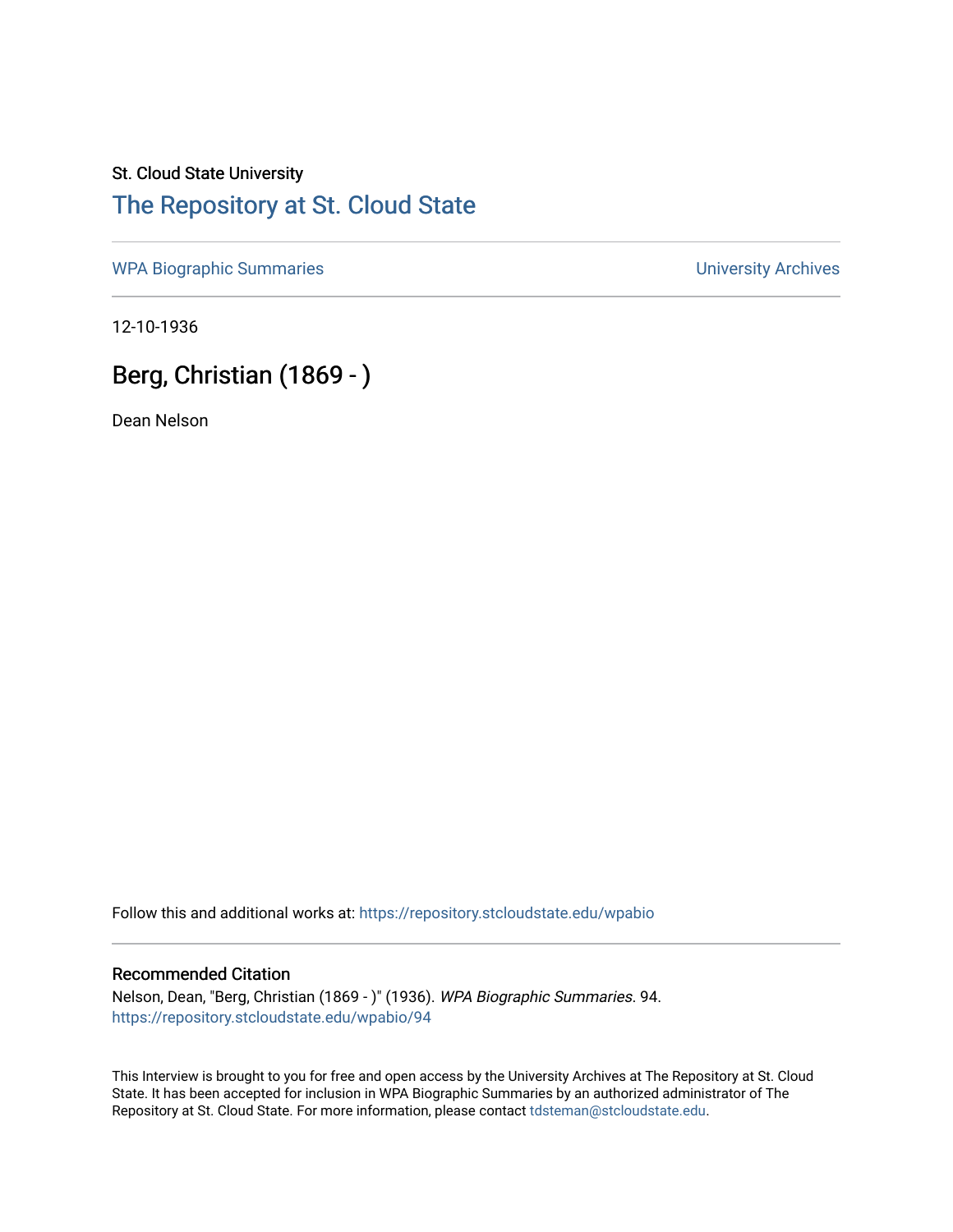St. Cloud State University

# The Repository at St. Cloud State

WPA Biographic Summaries | University Archives

12-10-1936

## Berg, Christian (1869 - )

Dean Nelson

Follow this and additional works at: https://repository.stcloudstate.edu/wpabio

### Recommended Citation

Nelson, Dean, "Berg, Christian (1869 - )" (1936). *WPA Biographic Summaries*. 94.
https://repository.stcloudstate.edu/wpabio/94

This Interview is brought to you for free and open access by the University Archives at The Repository at St. Cloud State. It has been accepted for inclusion in WPA Biographic Summaries by an authorized administrator of The Repository at St. Cloud State. For more information, please contact tdsteman@stcloudstate.edu.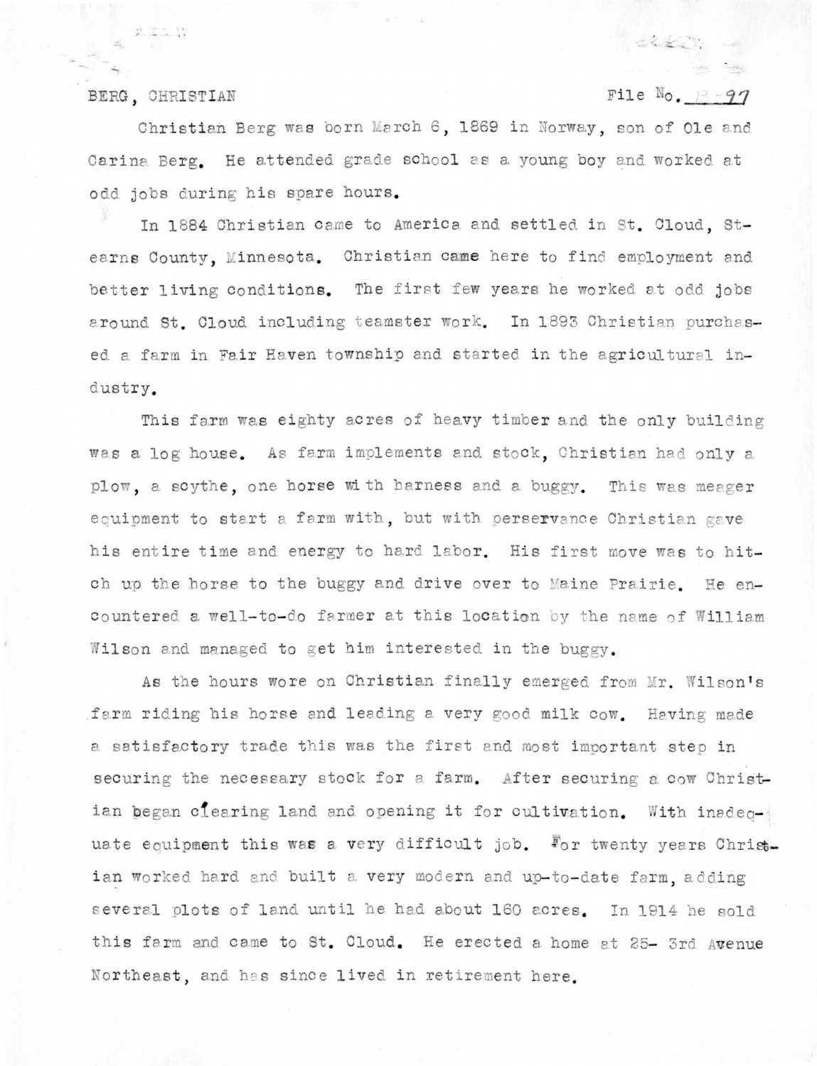BERG, CHRISTIAN                                                                File No. B-97

Christian Berg was born March 6, 1869 in Norway, son of Ole and Carina Berg. He attended grade school as a young boy and worked at odd jobs during his spare hours.

In 1884 Christian came to America and settled in St. Cloud, Stearns County, Minnesota. Christian came here to find employment and better living conditions. The first few years he worked at odd jobs around St. Cloud including teamster work. In 1893 Christian purchased a farm in Fair Haven township and started in the agricultural industry.

This farm was eighty acres of heavy timber and the only building was a log house. As farm implements and stock, Christian had only a plow, a scythe, one horse with harness and a buggy. This was meager equipment to start a farm with, but with perservance Christian gave his entire time and energy to hard labor. His first move was to hitch up the horse to the buggy and drive over to Maine Prairie. He encountered a well-to-do farmer at this location by the name of William Wilson and managed to get him interested in the buggy.

As the hours wore on Christian finally emerged from Mr. Wilson's farm riding his horse and leading a very good milk cow. Having made a satisfactory trade this was the first and most important step in securing the necessary stock for a farm. After securing a cow Christian began clearing land and opening it for cultivation. With inadequate equipment this was a very difficult job. For twenty years Christian worked hard and built a very modern and up-to-date farm, adding several plots of land until he had about 160 acres. In 1914 he sold this farm and came to St. Cloud. He erected a home at 25- 3rd Avenue Northeast, and has since lived in retirement here.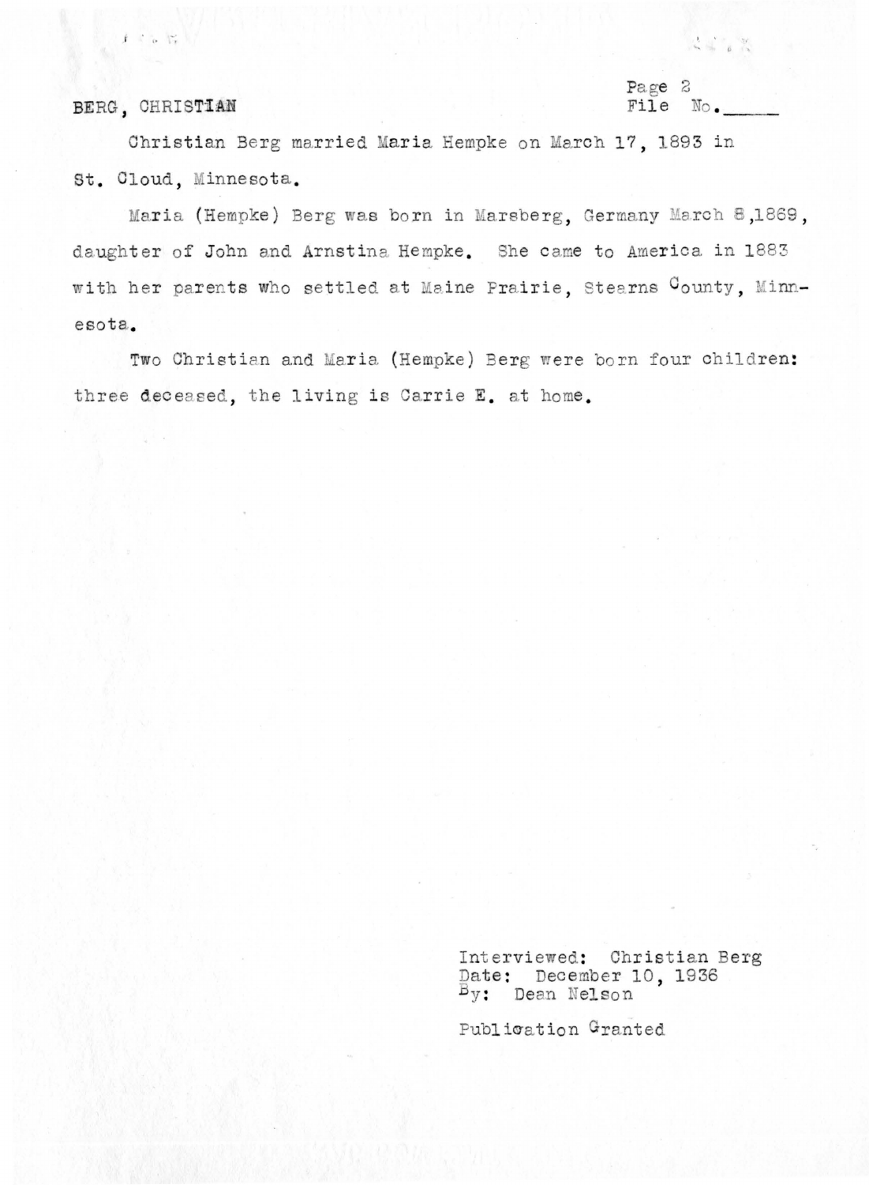BERG, CHRISTIAN

Page 2
File No.\_\_\_\_\_

Christian Berg married Maria Hempke on March 17, 1893 in St. Cloud, Minnesota.

Maria (Hempke) Berg was born in Marsberg, Germany March 8,1869, daughter of John and Arnstina Hempke. She came to America in 1883 with her parents who settled at Maine Prairie, Stearns County, Minnesota.

Two Christian and Maria (Hempke) Berg were born four children: three deceased, the living is Carrie E. at home.

Interviewed: Christian Berg
Date: December 10, 1936
By: Dean Nelson

Publication Granted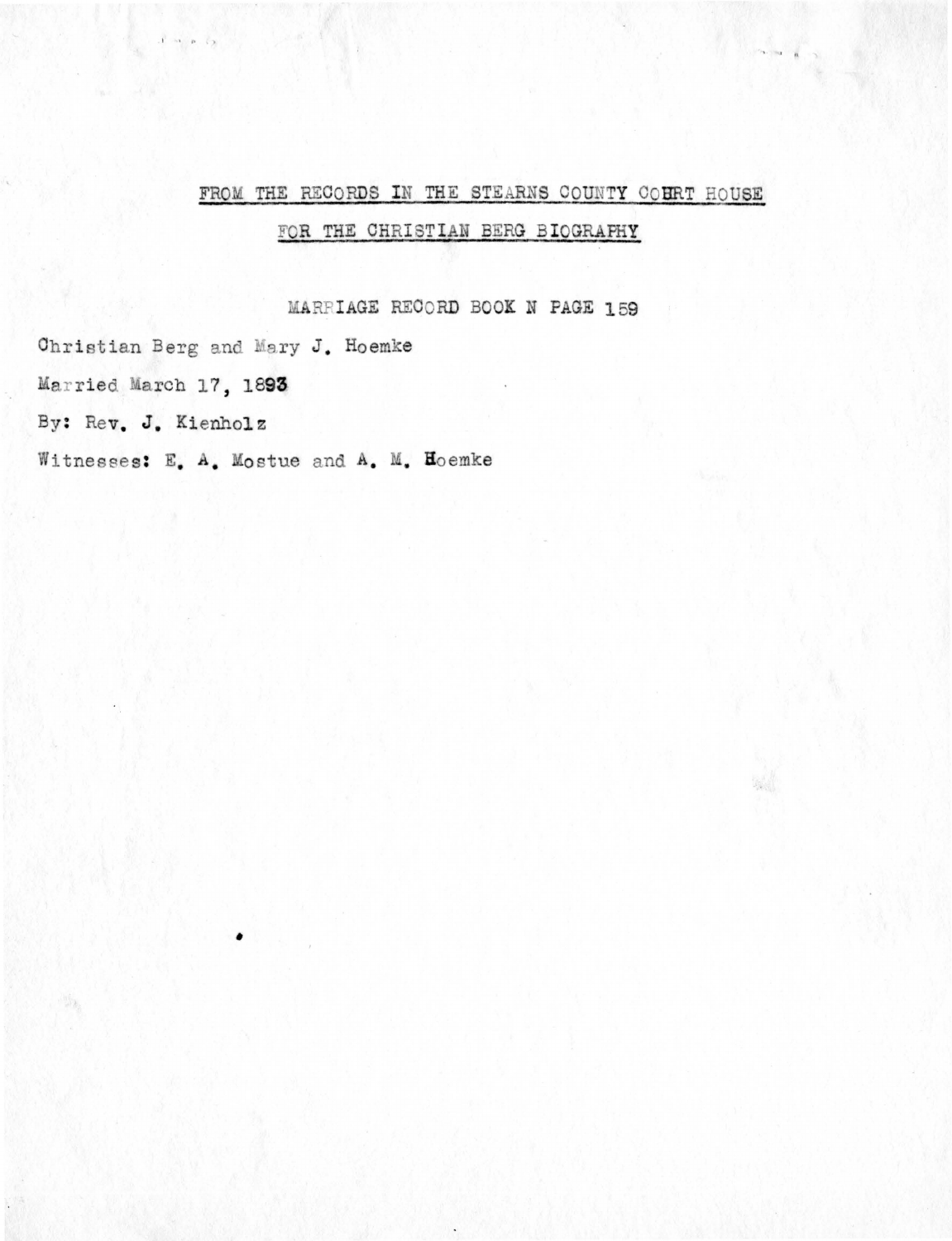## FROM THE RECORDS IN THE STEARNS COUNTY COURT HOUSE

## FOR THE CHRISTIAN BERG BIOGRAPHY

MARRIAGE RECORD BOOK N PAGE 159

Christian Berg and Mary J. Hoemke

Married March 17, 1893

By: Rev. J. Kienholz

Witnesses: E. A. Mostue and A. M. Hoemke